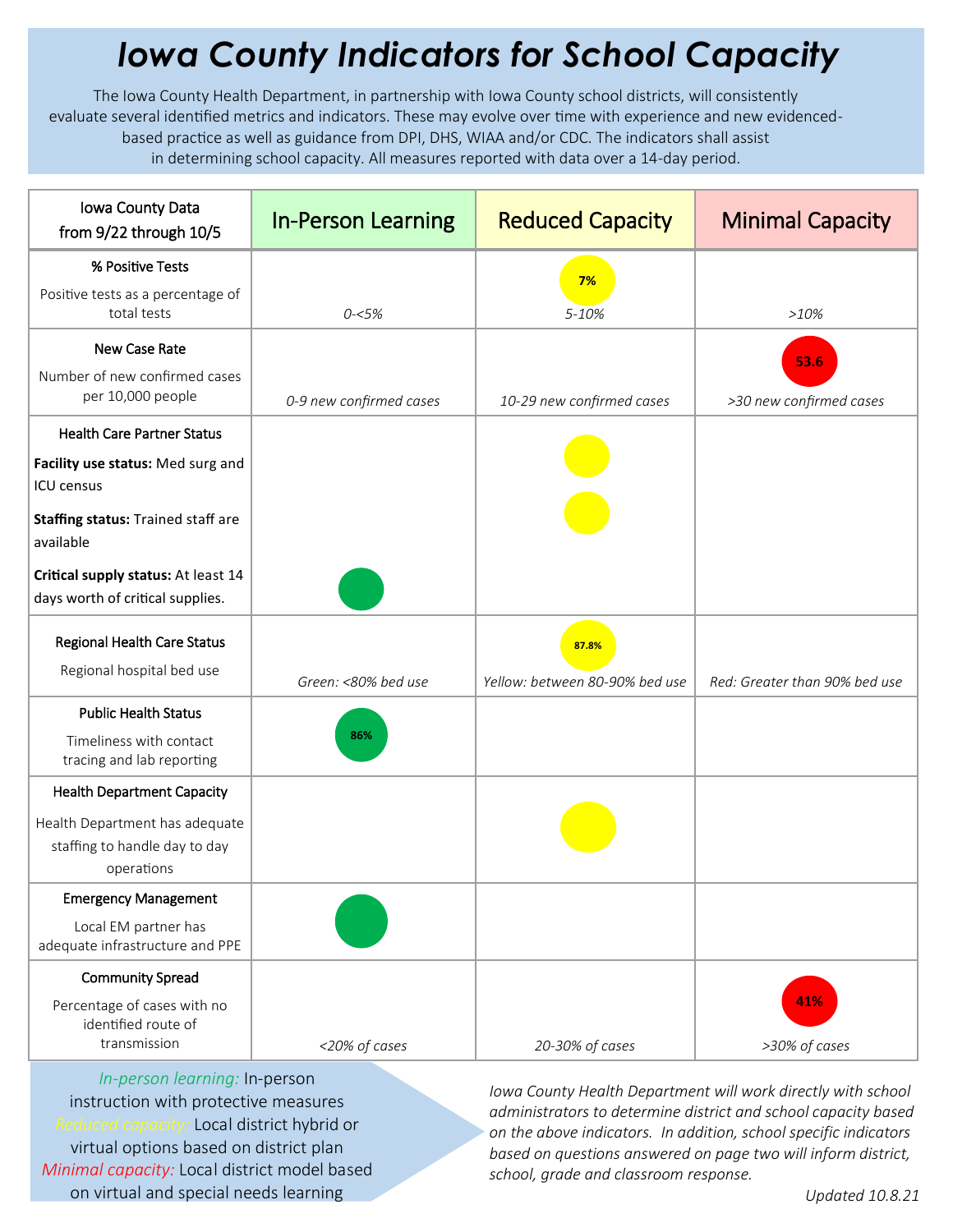# *Iowa County Indicators for School Capacity*

The Iowa County Health Department, in partnership with Iowa County school districts, will consistently evaluate several identified metrics and indicators. These may evolve over time with experience and new evidenced-based practice as well as guidance from DPI, DHS, WIAA and/or CDC. The indicators shall assist in determining school capacity. All measures reported with data over a 14-day period.

| Iowa County Data from 9/22 through 10/5 | In-Person Learning | Reduced Capacity | Minimal Capacity |
|---|---|---|---|
| **% Positive Tests**<br>Positive tests as a percentage of total tests | *0-<5%* | 7%<br>*5-10%* | *>10%* |
| **New Case Rate**<br>Number of new confirmed cases per 10,000 people | *0-9 new confirmed cases* | *10-29 new confirmed cases* | 53.6<br>*>30 new confirmed cases* |
| **Health Care Partner Status**<br>**Facility use status:** Med surg and ICU census | | ● (yellow) | |
| **Staffing status:** Trained staff are available | | ● (yellow) | |
| **Critical supply status:** At least 14 days worth of critical supplies. | ● (green) | | |
| **Regional Health Care Status**<br>Regional hospital bed use | *Green: <80% bed use* | 87.8%<br>*Yellow: between 80-90% bed use* | *Red: Greater than 90% bed use* |
| **Public Health Status**<br>Timeliness with contact tracing and lab reporting | 86% | | |
| **Health Department Capacity**<br>Health Department has adequate staffing to handle day to day operations | | ● (yellow) | |
| **Emergency Management**<br>Local EM partner has adequate infrastructure and PPE | ● (green) | | |
| **Community Spread**<br>Percentage of cases with no identified route of transmission | *<20% of cases* | *20-30% of cases* | 41%<br>*>30% of cases* |

*In-person learning:* In-person instruction with protective measures
*Reduced capacity:* Local district hybrid or virtual options based on district plan
*Minimal capacity:* Local district model based on virtual and special needs learning

*Iowa County Health Department will work directly with school administrators to determine district and school capacity based on the above indicators. In addition, school specific indicators based on questions answered on page two will inform district, school, grade and classroom response.*

*Updated 10.8.21*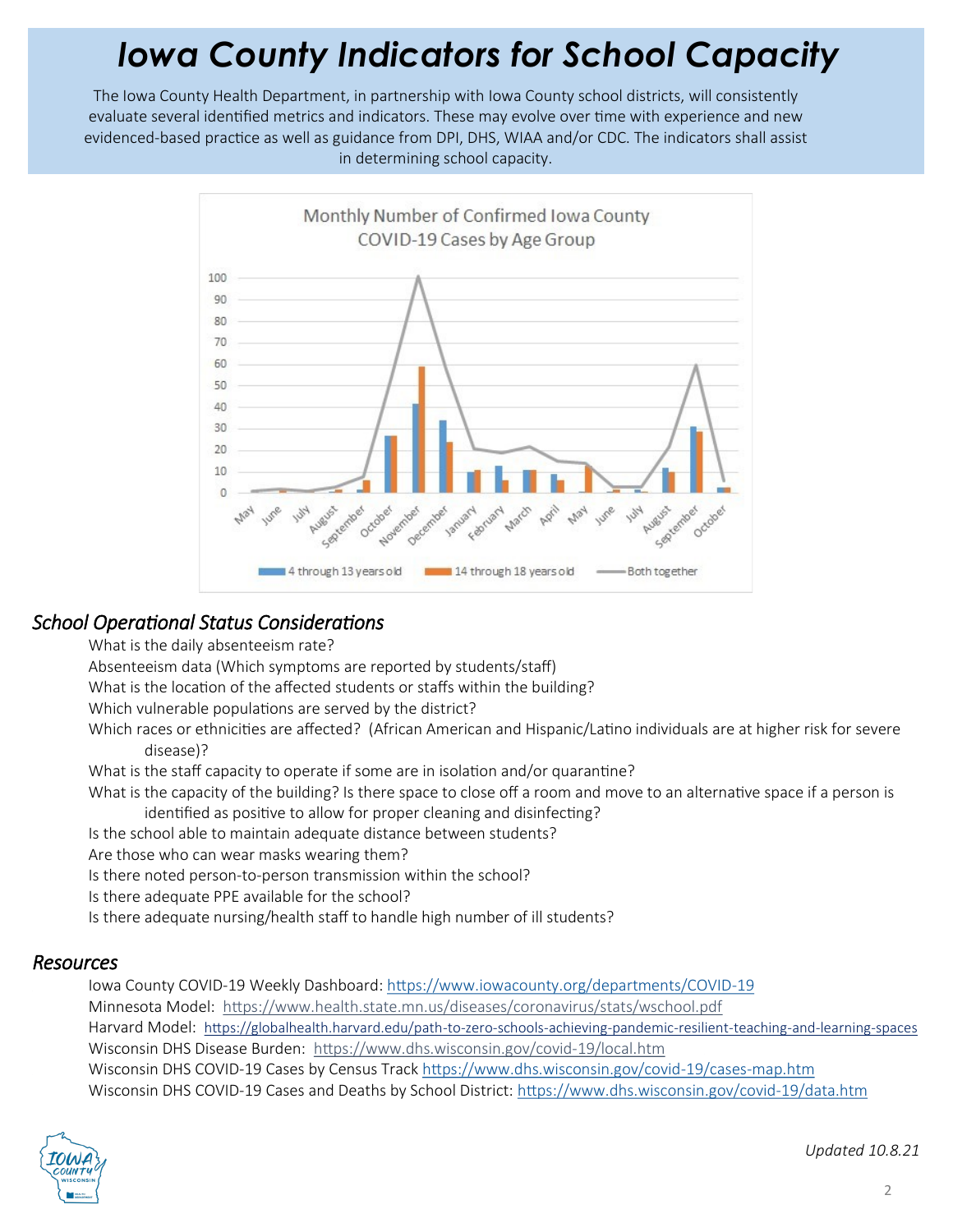# Iowa County Indicators for School Capacity

The Iowa County Health Department, in partnership with Iowa County school districts, will consistently evaluate several identified metrics and indicators. These may evolve over time with experience and new evidenced-based practice as well as guidance from DPI, DHS, WIAA and/or CDC. The indicators shall assist in determining school capacity.

Monthly Number of Confirmed Iowa County COVID-19 Cases by Age Group

100
90
80
70
60
50
40
30
20
10
0

May, June, July, August, September, October, November, December, January, February, March, April, May, June, July, August, September, October

4 through 13 years old
14 through 18 years old
Both together

## School Operational Status Considerations

What is the daily absenteeism rate?
Absenteeism data (Which symptoms are reported by students/staff)
What is the location of the affected students or staffs within the building?
Which vulnerable populations are served by the district?
Which races or ethnicities are affected? (African American and Hispanic/Latino individuals are at higher risk for severe disease)?
What is the staff capacity to operate if some are in isolation and/or quarantine?
What is the capacity of the building? Is there space to close off a room and move to an alternative space if a person is identified as positive to allow for proper cleaning and disinfecting?
Is the school able to maintain adequate distance between students?
Are those who can wear masks wearing them?
Is there noted person-to-person transmission within the school?
Is there adequate PPE available for the school?
Is there adequate nursing/health staff to handle high number of ill students?

## Resources

Iowa County COVID-19 Weekly Dashboard: https://www.iowacounty.org/departments/COVID-19
Minnesota Model: https://www.health.state.mn.us/diseases/coronavirus/stats/wschool.pdf
Harvard Model: https://globalhealth.harvard.edu/path-to-zero-schools-achieving-pandemic-resilient-teaching-and-learning-spaces
Wisconsin DHS Disease Burden: https://www.dhs.wisconsin.gov/covid-19/local.htm
Wisconsin DHS COVID-19 Cases by Census Track https://www.dhs.wisconsin.gov/covid-19/cases-map.htm
Wisconsin DHS COVID-19 Cases and Deaths by School District: https://www.dhs.wisconsin.gov/covid-19/data.htm

*Updated 10.8.21*